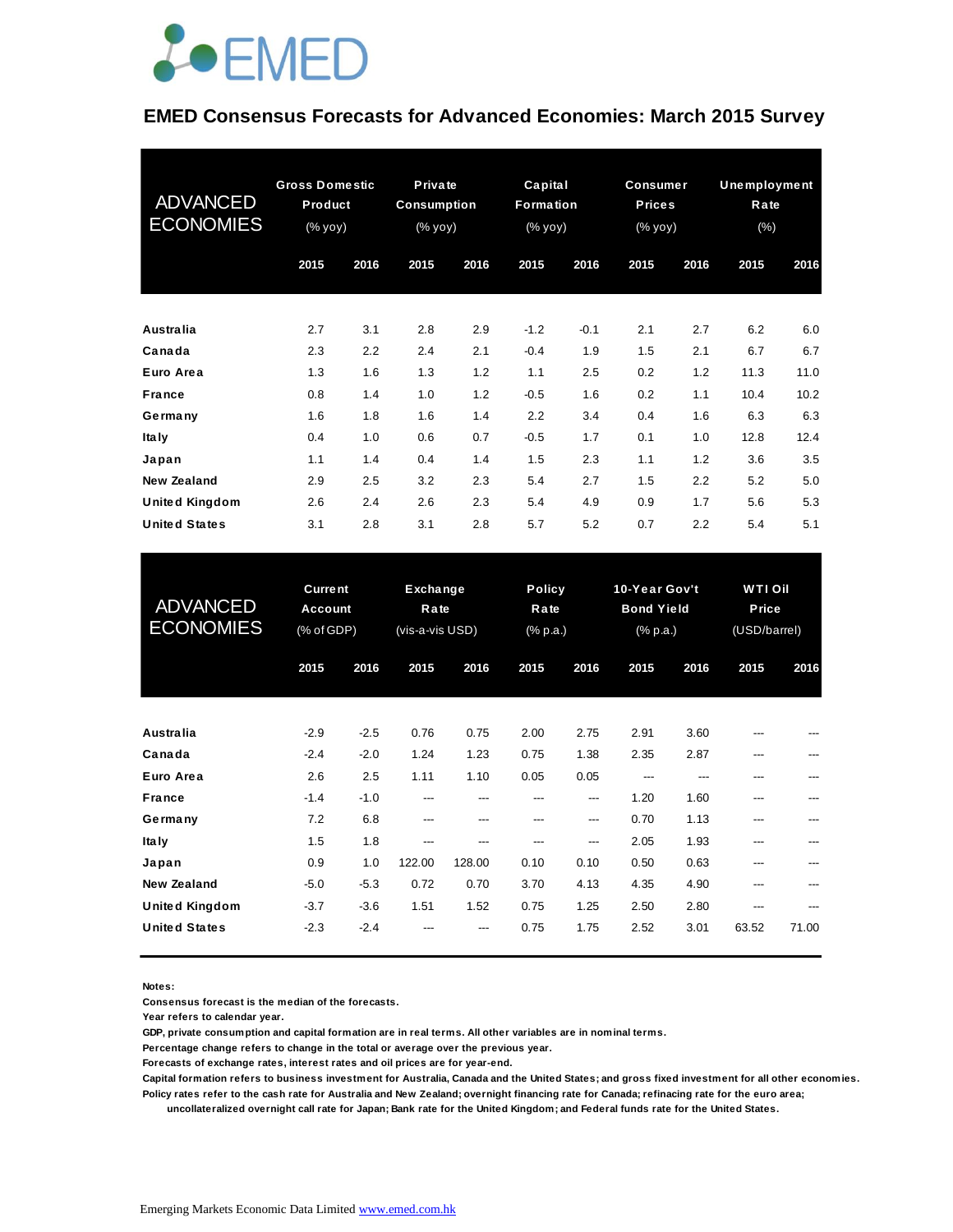EMED

# EMED Consensus Forecasts for Advanced Economies: March 2015 Survey

| ADVANCED ECONOMIES | Gross Domestic Product (% yoy) | | Private Consumption (% yoy) | | Capital Formation (% yoy) | | Consumer Prices (% yoy) | | Unemployment Rate (%) | |
|---|---|---|---|---|---|---|---|---|---|---|
| | 2015 | 2016 | 2015 | 2016 | 2015 | 2016 | 2015 | 2016 | 2015 | 2016 |
| Australia | 2.7 | 3.1 | 2.8 | 2.9 | -1.2 | -0.1 | 2.1 | 2.7 | 6.2 | 6.0 |
| Canada | 2.3 | 2.2 | 2.4 | 2.1 | -0.4 | 1.9 | 1.5 | 2.1 | 6.7 | 6.7 |
| Euro Area | 1.3 | 1.6 | 1.3 | 1.2 | 1.1 | 2.5 | 0.2 | 1.2 | 11.3 | 11.0 |
| France | 0.8 | 1.4 | 1.0 | 1.2 | -0.5 | 1.6 | 0.2 | 1.1 | 10.4 | 10.2 |
| Germany | 1.6 | 1.8 | 1.6 | 1.4 | 2.2 | 3.4 | 0.4 | 1.6 | 6.3 | 6.3 |
| Italy | 0.4 | 1.0 | 0.6 | 0.7 | -0.5 | 1.7 | 0.1 | 1.0 | 12.8 | 12.4 |
| Japan | 1.1 | 1.4 | 0.4 | 1.4 | 1.5 | 2.3 | 1.1 | 1.2 | 3.6 | 3.5 |
| New Zealand | 2.9 | 2.5 | 3.2 | 2.3 | 5.4 | 2.7 | 1.5 | 2.2 | 5.2 | 5.0 |
| United Kingdom | 2.6 | 2.4 | 2.6 | 2.3 | 5.4 | 4.9 | 0.9 | 1.7 | 5.6 | 5.3 |
| United States | 3.1 | 2.8 | 3.1 | 2.8 | 5.7 | 5.2 | 0.7 | 2.2 | 5.4 | 5.1 |

| ADVANCED ECONOMIES | Current Account (% of GDP) | | Exchange Rate (vis-a-vis USD) | | Policy Rate (% p.a.) | | 10-Year Gov't Bond Yield (% p.a.) | | WTI Oil Price (USD/barrel) | |
|---|---|---|---|---|---|---|---|---|---|---|
| | 2015 | 2016 | 2015 | 2016 | 2015 | 2016 | 2015 | 2016 | 2015 | 2016 |
| Australia | -2.9 | -2.5 | 0.76 | 0.75 | 2.00 | 2.75 | 2.91 | 3.60 | --- | --- |
| Canada | -2.4 | -2.0 | 1.24 | 1.23 | 0.75 | 1.38 | 2.35 | 2.87 | --- | --- |
| Euro Area | 2.6 | 2.5 | 1.11 | 1.10 | 0.05 | 0.05 | --- | --- | --- | --- |
| France | -1.4 | -1.0 | --- | --- | --- | --- | 1.20 | 1.60 | --- | --- |
| Germany | 7.2 | 6.8 | --- | --- | --- | --- | 0.70 | 1.13 | --- | --- |
| Italy | 1.5 | 1.8 | --- | --- | --- | --- | 2.05 | 1.93 | --- | --- |
| Japan | 0.9 | 1.0 | 122.00 | 128.00 | 0.10 | 0.10 | 0.50 | 0.63 | --- | --- |
| New Zealand | -5.0 | -5.3 | 0.72 | 0.70 | 3.70 | 4.13 | 4.35 | 4.90 | --- | --- |
| United Kingdom | -3.7 | -3.6 | 1.51 | 1.52 | 0.75 | 1.25 | 2.50 | 2.80 | --- | --- |
| United States | -2.3 | -2.4 | --- | --- | 0.75 | 1.75 | 2.52 | 3.01 | 63.52 | 71.00 |

Notes:

Consensus forecast is the median of the forecasts.

Year refers to calendar year.

GDP, private consumption and capital formation are in real terms. All other variables are in nominal terms.

Percentage change refers to change in the total or average over the previous year.

Forecasts of exchange rates, interest rates and oil prices are for year-end.

Capital formation refers to business investment for Australia, Canada and the United States; and gross fixed investment for all other economies.

Policy rates refer to the cash rate for Australia and New Zealand; overnight financing rate for Canada; refinacing rate for the euro area; uncollateralized overnight call rate for Japan; Bank rate for the United Kingdom; and Federal funds rate for the United States.

Emerging Markets Economic Data Limited www.emed.com.hk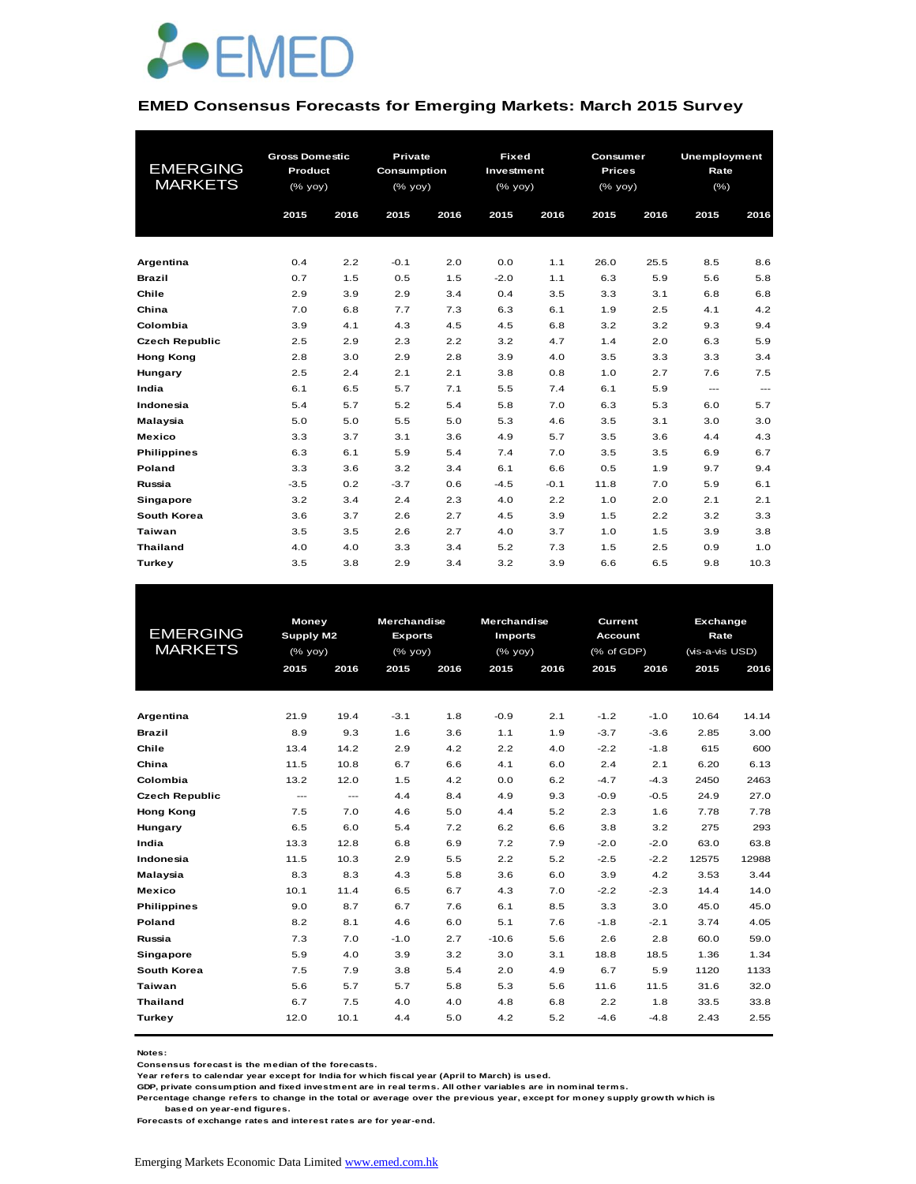# EMED Consensus Forecasts for Emerging Markets: March 2015 Survey

| EMERGING MARKETS | Gross Domestic Product (% yoy) | | Private Consumption (% yoy) | | Fixed Investment (% yoy) | | Consumer Prices (% yoy) | | Unemployment Rate (%) | |
|---|---|---|---|---|---|---|---|---|---|---|
| | 2015 | 2016 | 2015 | 2016 | 2015 | 2016 | 2015 | 2016 | 2015 | 2016 |
| **Argentina** | 0.4 | 2.2 | -0.1 | 2.0 | 0.0 | 1.1 | 26.0 | 25.5 | 8.5 | 8.6 |
| **Brazil** | 0.7 | 1.5 | 0.5 | 1.5 | -2.0 | 1.1 | 6.3 | 5.9 | 5.6 | 5.8 |
| **Chile** | 2.9 | 3.9 | 2.9 | 3.4 | 0.4 | 3.5 | 3.3 | 3.1 | 6.8 | 6.8 |
| **China** | 7.0 | 6.8 | 7.7 | 7.3 | 6.3 | 6.1 | 1.9 | 2.5 | 4.1 | 4.2 |
| **Colombia** | 3.9 | 4.1 | 4.3 | 4.5 | 4.5 | 6.8 | 3.2 | 3.2 | 9.3 | 9.4 |
| **Czech Republic** | 2.5 | 2.9 | 2.3 | 2.2 | 3.2 | 4.7 | 1.4 | 2.0 | 6.3 | 5.9 |
| **Hong Kong** | 2.8 | 3.0 | 2.9 | 2.8 | 3.9 | 4.0 | 3.5 | 3.3 | 3.3 | 3.4 |
| **Hungary** | 2.5 | 2.4 | 2.1 | 2.1 | 3.8 | 0.8 | 1.0 | 2.7 | 7.6 | 7.5 |
| **India** | 6.1 | 6.5 | 5.7 | 7.1 | 5.5 | 7.4 | 6.1 | 5.9 | --- | --- |
| **Indonesia** | 5.4 | 5.7 | 5.2 | 5.4 | 5.8 | 7.0 | 6.3 | 5.3 | 6.0 | 5.7 |
| **Malaysia** | 5.0 | 5.0 | 5.5 | 5.0 | 5.3 | 4.6 | 3.5 | 3.1 | 3.0 | 3.0 |
| **Mexico** | 3.3 | 3.7 | 3.1 | 3.6 | 4.9 | 5.7 | 3.5 | 3.6 | 4.4 | 4.3 |
| **Philippines** | 6.3 | 6.1 | 5.9 | 5.4 | 7.4 | 7.0 | 3.5 | 3.5 | 6.9 | 6.7 |
| **Poland** | 3.3 | 3.6 | 3.2 | 3.4 | 6.1 | 6.6 | 0.5 | 1.9 | 9.7 | 9.4 |
| **Russia** | -3.5 | 0.2 | -3.7 | 0.6 | -4.5 | -0.1 | 11.8 | 7.0 | 5.9 | 6.1 |
| **Singapore** | 3.2 | 3.4 | 2.4 | 2.3 | 4.0 | 2.2 | 1.0 | 2.0 | 2.1 | 2.1 |
| **South Korea** | 3.6 | 3.7 | 2.6 | 2.7 | 4.5 | 3.9 | 1.5 | 2.2 | 3.2 | 3.3 |
| **Taiwan** | 3.5 | 3.5 | 2.6 | 2.7 | 4.0 | 3.7 | 1.0 | 1.5 | 3.9 | 3.8 |
| **Thailand** | 4.0 | 4.0 | 3.3 | 3.4 | 5.2 | 7.3 | 1.5 | 2.5 | 0.9 | 1.0 |
| **Turkey** | 3.5 | 3.8 | 2.9 | 3.4 | 3.2 | 3.9 | 6.6 | 6.5 | 9.8 | 10.3 |

| EMERGING MARKETS | Money Supply M2 (% yoy) | | Merchandise Exports (% yoy) | | Merchandise Imports (% yoy) | | Current Account (% of GDP) | | Exchange Rate (vis-a-vis USD) | |
|---|---|---|---|---|---|---|---|---|---|---|
| | 2015 | 2016 | 2015 | 2016 | 2015 | 2016 | 2015 | 2016 | 2015 | 2016 |
| **Argentina** | 21.9 | 19.4 | -3.1 | 1.8 | -0.9 | 2.1 | -1.2 | -1.0 | 10.64 | 14.14 |
| **Brazil** | 8.9 | 9.3 | 1.6 | 3.6 | 1.1 | 1.9 | -3.7 | -3.6 | 2.85 | 3.00 |
| **Chile** | 13.4 | 14.2 | 2.9 | 4.2 | 2.2 | 4.0 | -2.2 | -1.8 | 615 | 600 |
| **China** | 11.5 | 10.8 | 6.7 | 6.6 | 4.1 | 6.0 | 2.4 | 2.1 | 6.20 | 6.13 |
| **Colombia** | 13.2 | 12.0 | 1.5 | 4.2 | 0.0 | 6.2 | -4.7 | -4.3 | 2450 | 2463 |
| **Czech Republic** | --- | --- | 4.4 | 8.4 | 4.9 | 9.3 | -0.9 | -0.5 | 24.9 | 27.0 |
| **Hong Kong** | 7.5 | 7.0 | 4.6 | 5.0 | 4.4 | 5.2 | 2.3 | 1.6 | 7.78 | 7.78 |
| **Hungary** | 6.5 | 6.0 | 5.4 | 7.2 | 6.2 | 6.6 | 3.8 | 3.2 | 275 | 293 |
| **India** | 13.3 | 12.8 | 6.8 | 6.9 | 7.2 | 7.9 | -2.0 | -2.0 | 63.0 | 63.8 |
| **Indonesia** | 11.5 | 10.3 | 2.9 | 5.5 | 2.2 | 5.2 | -2.5 | -2.2 | 12575 | 12988 |
| **Malaysia** | 8.3 | 8.3 | 4.3 | 5.8 | 3.6 | 6.0 | 3.9 | 4.2 | 3.53 | 3.44 |
| **Mexico** | 10.1 | 11.4 | 6.5 | 6.7 | 4.3 | 7.0 | -2.2 | -2.3 | 14.4 | 14.0 |
| **Philippines** | 9.0 | 8.7 | 6.7 | 7.6 | 6.1 | 8.5 | 3.3 | 3.0 | 45.0 | 45.0 |
| **Poland** | 8.2 | 8.1 | 4.6 | 6.0 | 5.1 | 7.6 | -1.8 | -2.1 | 3.74 | 4.05 |
| **Russia** | 7.3 | 7.0 | -1.0 | 2.7 | -10.6 | 5.6 | 2.6 | 2.8 | 60.0 | 59.0 |
| **Singapore** | 5.9 | 4.0 | 3.9 | 3.2 | 3.0 | 3.1 | 18.8 | 18.5 | 1.36 | 1.34 |
| **South Korea** | 7.5 | 7.9 | 3.8 | 5.4 | 2.0 | 4.9 | 6.7 | 5.9 | 1120 | 1133 |
| **Taiwan** | 5.6 | 5.7 | 5.7 | 5.8 | 5.3 | 5.6 | 11.6 | 11.5 | 31.6 | 32.0 |
| **Thailand** | 6.7 | 7.5 | 4.0 | 4.0 | 4.8 | 6.8 | 2.2 | 1.8 | 33.5 | 33.8 |
| **Turkey** | 12.0 | 10.1 | 4.4 | 5.0 | 4.2 | 5.2 | -4.6 | -4.8 | 2.43 | 2.55 |

**Notes:**
**Consensus forecast is the median of the forecasts.**
**Year refers to calendar year except for India for which fiscal year (April to March) is used.**
**GDP, private consumption and fixed investment are in real terms. All other variables are in nominal terms.**
**Percentage change refers to change in the total or average over the previous year, except for money supply growth which is based on year-end figures.**
**Forecasts of exchange rates and interest rates are for year-end.**

Emerging Markets Economic Data Limited [www.emed.com.hk](http://www.emed.com.hk)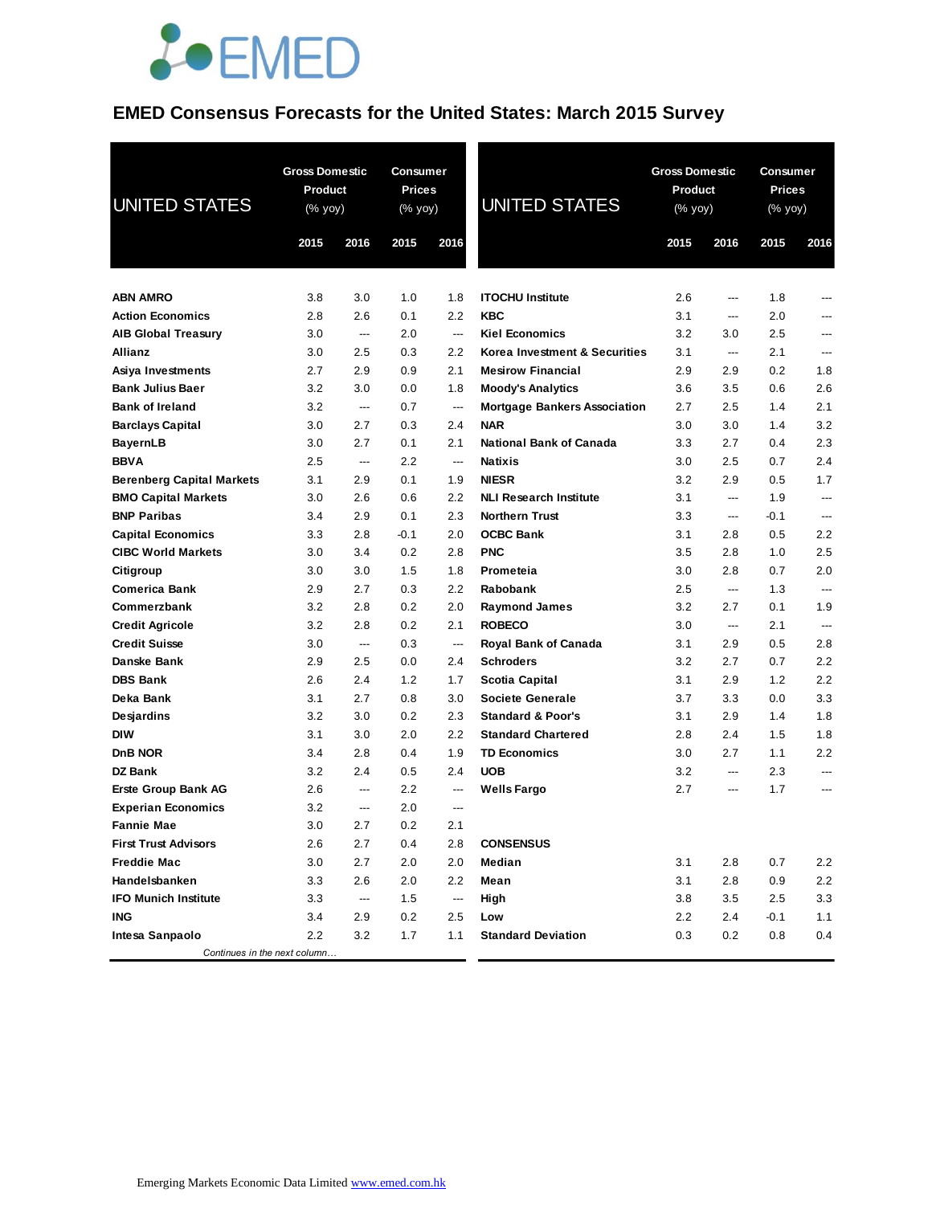# EMED Consensus Forecasts for the United States: March 2015 Survey

| UNITED STATES | Gross Domestic Product (% yoy) | | Consumer Prices (% yoy) | |
|---|---|---|---|---|
| | 2015 | 2016 | 2015 | 2016 |
| **ABN AMRO** | 3.8 | 3.0 | 1.0 | 1.8 |
| **Action Economics** | 2.8 | 2.6 | 0.1 | 2.2 |
| **AIB Global Treasury** | 3.0 | --- | 2.0 | --- |
| **Allianz** | 3.0 | 2.5 | 0.3 | 2.2 |
| **Asiya Investments** | 2.7 | 2.9 | 0.9 | 2.1 |
| **Bank Julius Baer** | 3.2 | 3.0 | 0.0 | 1.8 |
| **Bank of Ireland** | 3.2 | --- | 0.7 | --- |
| **Barclays Capital** | 3.0 | 2.7 | 0.3 | 2.4 |
| **BayernLB** | 3.0 | 2.7 | 0.1 | 2.1 |
| **BBVA** | 2.5 | --- | 2.2 | --- |
| **Berenberg Capital Markets** | 3.1 | 2.9 | 0.1 | 1.9 |
| **BMO Capital Markets** | 3.0 | 2.6 | 0.6 | 2.2 |
| **BNP Paribas** | 3.4 | 2.9 | 0.1 | 2.3 |
| **Capital Economics** | 3.3 | 2.8 | -0.1 | 2.0 |
| **CIBC World Markets** | 3.0 | 3.4 | 0.2 | 2.8 |
| **Citigroup** | 3.0 | 3.0 | 1.5 | 1.8 |
| **Comerica Bank** | 2.9 | 2.7 | 0.3 | 2.2 |
| **Commerzbank** | 3.2 | 2.8 | 0.2 | 2.0 |
| **Credit Agricole** | 3.2 | 2.8 | 0.2 | 2.1 |
| **Credit Suisse** | 3.0 | --- | 0.3 | --- |
| **Danske Bank** | 2.9 | 2.5 | 0.0 | 2.4 |
| **DBS Bank** | 2.6 | 2.4 | 1.2 | 1.7 |
| **Deka Bank** | 3.1 | 2.7 | 0.8 | 3.0 |
| **Desjardins** | 3.2 | 3.0 | 0.2 | 2.3 |
| **DIW** | 3.1 | 3.0 | 2.0 | 2.2 |
| **DnB NOR** | 3.4 | 2.8 | 0.4 | 1.9 |
| **DZ Bank** | 3.2 | 2.4 | 0.5 | 2.4 |
| **Erste Group Bank AG** | 2.6 | --- | 2.2 | --- |
| **Experian Economics** | 3.2 | --- | 2.0 | --- |
| **Fannie Mae** | 3.0 | 2.7 | 0.2 | 2.1 |
| **First Trust Advisors** | 2.6 | 2.7 | 0.4 | 2.8 |
| **Freddie Mac** | 3.0 | 2.7 | 2.0 | 2.0 |
| **Handelsbanken** | 3.3 | 2.6 | 2.0 | 2.2 |
| **IFO Munich Institute** | 3.3 | --- | 1.5 | --- |
| **ING** | 3.4 | 2.9 | 0.2 | 2.5 |
| **Intesa Sanpaolo** | 2.2 | 3.2 | 1.7 | 1.1 |
| **ITOCHU Institute** | 2.6 | --- | 1.8 | --- |
| **KBC** | 3.1 | --- | 2.0 | --- |
| **Kiel Economics** | 3.2 | 3.0 | 2.5 | --- |
| **Korea Investment & Securities** | 3.1 | --- | 2.1 | --- |
| **Mesirow Financial** | 2.9 | 2.9 | 0.2 | 1.8 |
| **Moody's Analytics** | 3.6 | 3.5 | 0.6 | 2.6 |
| **Mortgage Bankers Association** | 2.7 | 2.5 | 1.4 | 2.1 |
| **NAR** | 3.0 | 3.0 | 1.4 | 3.2 |
| **National Bank of Canada** | 3.3 | 2.7 | 0.4 | 2.3 |
| **Natixis** | 3.0 | 2.5 | 0.7 | 2.4 |
| **NIESR** | 3.2 | 2.9 | 0.5 | 1.7 |
| **NLI Research Institute** | 3.1 | --- | 1.9 | --- |
| **Northern Trust** | 3.3 | --- | -0.1 | --- |
| **OCBC Bank** | 3.1 | 2.8 | 0.5 | 2.2 |
| **PNC** | 3.5 | 2.8 | 1.0 | 2.5 |
| **Prometeia** | 3.0 | 2.8 | 0.7 | 2.0 |
| **Rabobank** | 2.5 | --- | 1.3 | --- |
| **Raymond James** | 3.2 | 2.7 | 0.1 | 1.9 |
| **ROBECO** | 3.0 | --- | 2.1 | --- |
| **Royal Bank of Canada** | 3.1 | 2.9 | 0.5 | 2.8 |
| **Schroders** | 3.2 | 2.7 | 0.7 | 2.2 |
| **Scotia Capital** | 3.1 | 2.9 | 1.2 | 2.2 |
| **Societe Generale** | 3.7 | 3.3 | 0.0 | 3.3 |
| **Standard & Poor's** | 3.1 | 2.9 | 1.4 | 1.8 |
| **Standard Chartered** | 2.8 | 2.4 | 1.5 | 1.8 |
| **TD Economics** | 3.0 | 2.7 | 1.1 | 2.2 |
| **UOB** | 3.2 | --- | 2.3 | --- |
| **Wells Fargo** | 2.7 | --- | 1.7 | --- |
| **CONSENSUS** | | | | |
| **Median** | 3.1 | 2.8 | 0.7 | 2.2 |
| **Mean** | 3.1 | 2.8 | 0.9 | 2.2 |
| **High** | 3.8 | 3.5 | 2.5 | 3.3 |
| **Low** | 2.2 | 2.4 | -0.1 | 1.1 |
| **Standard Deviation** | 0.3 | 0.2 | 0.8 | 0.4 |

Emerging Markets Economic Data Limited www.emed.com.hk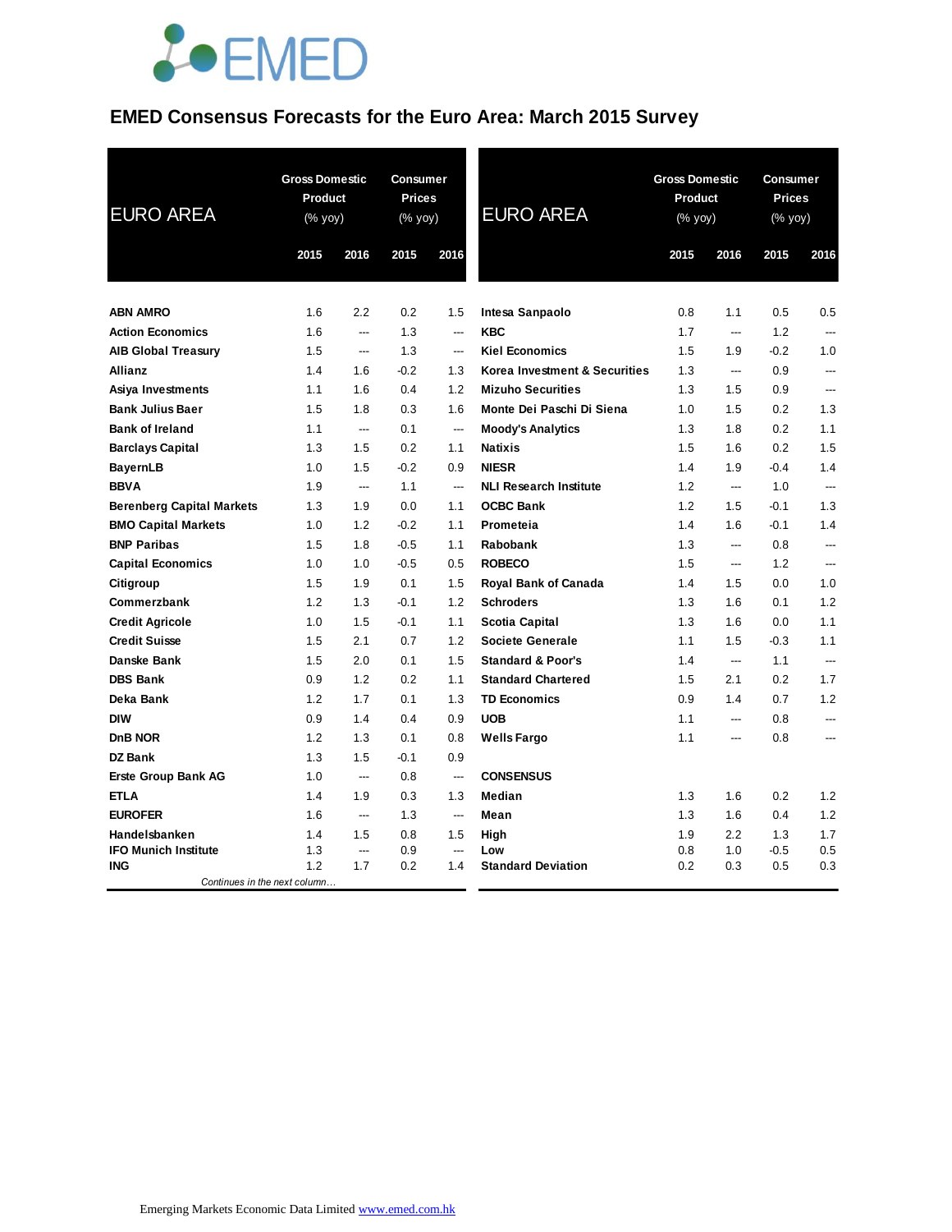# EMED Consensus Forecasts for the Euro Area: March 2015 Survey

| EURO AREA | Gross Domestic Product (% yoy) 2015 | Gross Domestic Product (% yoy) 2016 | Consumer Prices (% yoy) 2015 | Consumer Prices (% yoy) 2016 |
|---|---|---|---|---|
| **ABN AMRO** | 1.6 | 2.2 | 0.2 | 1.5 |
| **Action Economics** | 1.6 | --- | 1.3 | --- |
| **AIB Global Treasury** | 1.5 | --- | 1.3 | --- |
| **Allianz** | 1.4 | 1.6 | -0.2 | 1.3 |
| **Asiya Investments** | 1.1 | 1.6 | 0.4 | 1.2 |
| **Bank Julius Baer** | 1.5 | 1.8 | 0.3 | 1.6 |
| **Bank of Ireland** | 1.1 | --- | 0.1 | --- |
| **Barclays Capital** | 1.3 | 1.5 | 0.2 | 1.1 |
| **BayernLB** | 1.0 | 1.5 | -0.2 | 0.9 |
| **BBVA** | 1.9 | --- | 1.1 | --- |
| **Berenberg Capital Markets** | 1.3 | 1.9 | 0.0 | 1.1 |
| **BMO Capital Markets** | 1.0 | 1.2 | -0.2 | 1.1 |
| **BNP Paribas** | 1.5 | 1.8 | -0.5 | 1.1 |
| **Capital Economics** | 1.0 | 1.0 | -0.5 | 0.5 |
| **Citigroup** | 1.5 | 1.9 | 0.1 | 1.5 |
| **Commerzbank** | 1.2 | 1.3 | -0.1 | 1.2 |
| **Credit Agricole** | 1.0 | 1.5 | -0.1 | 1.1 |
| **Credit Suisse** | 1.5 | 2.1 | 0.7 | 1.2 |
| **Danske Bank** | 1.5 | 2.0 | 0.1 | 1.5 |
| **DBS Bank** | 0.9 | 1.2 | 0.2 | 1.1 |
| **Deka Bank** | 1.2 | 1.7 | 0.1 | 1.3 |
| **DIW** | 0.9 | 1.4 | 0.4 | 0.9 |
| **DnB NOR** | 1.2 | 1.3 | 0.1 | 0.8 |
| **DZ Bank** | 1.3 | 1.5 | -0.1 | 0.9 |
| **Erste Group Bank AG** | 1.0 | --- | 0.8 | --- |
| **ETLA** | 1.4 | 1.9 | 0.3 | 1.3 |
| **EUROFER** | 1.6 | --- | 1.3 | --- |
| **Handelsbanken** | 1.4 | 1.5 | 0.8 | 1.5 |
| **IFO Munich Institute** | 1.3 | --- | 0.9 | --- |
| **ING** | 1.2 | 1.7 | 0.2 | 1.4 |
| **Intesa Sanpaolo** | 0.8 | 1.1 | 0.5 | 0.5 |
| **KBC** | 1.7 | --- | 1.2 | --- |
| **Kiel Economics** | 1.5 | 1.9 | -0.2 | 1.0 |
| **Korea Investment & Securities** | 1.3 | --- | 0.9 | --- |
| **Mizuho Securities** | 1.3 | 1.5 | 0.9 | --- |
| **Monte Dei Paschi Di Siena** | 1.0 | 1.5 | 0.2 | 1.3 |
| **Moody's Analytics** | 1.3 | 1.8 | 0.2 | 1.1 |
| **Natixis** | 1.5 | 1.6 | 0.2 | 1.5 |
| **NIESR** | 1.4 | 1.9 | -0.4 | 1.4 |
| **NLI Research Institute** | 1.2 | --- | 1.0 | --- |
| **OCBC Bank** | 1.2 | 1.5 | -0.1 | 1.3 |
| **Prometeia** | 1.4 | 1.6 | -0.1 | 1.4 |
| **Rabobank** | 1.3 | --- | 0.8 | --- |
| **ROBECO** | 1.5 | --- | 1.2 | --- |
| **Royal Bank of Canada** | 1.4 | 1.5 | 0.0 | 1.0 |
| **Schroders** | 1.3 | 1.6 | 0.1 | 1.2 |
| **Scotia Capital** | 1.3 | 1.6 | 0.0 | 1.1 |
| **Societe Generale** | 1.1 | 1.5 | -0.3 | 1.1 |
| **Standard & Poor's** | 1.4 | --- | 1.1 | --- |
| **Standard Chartered** | 1.5 | 2.1 | 0.2 | 1.7 |
| **TD Economics** | 0.9 | 1.4 | 0.7 | 1.2 |
| **UOB** | 1.1 | --- | 0.8 | --- |
| **Wells Fargo** | 1.1 | --- | 0.8 | --- |
| **CONSENSUS** | | | | |
| **Median** | 1.3 | 1.6 | 0.2 | 1.2 |
| **Mean** | 1.3 | 1.6 | 0.4 | 1.2 |
| **High** | 1.9 | 2.2 | 1.3 | 1.7 |
| **Low** | 0.8 | 1.0 | -0.5 | 0.5 |
| **Standard Deviation** | 0.2 | 0.3 | 0.5 | 0.3 |

*Continues in the next column…*

Emerging Markets Economic Data Limited www.emed.com.hk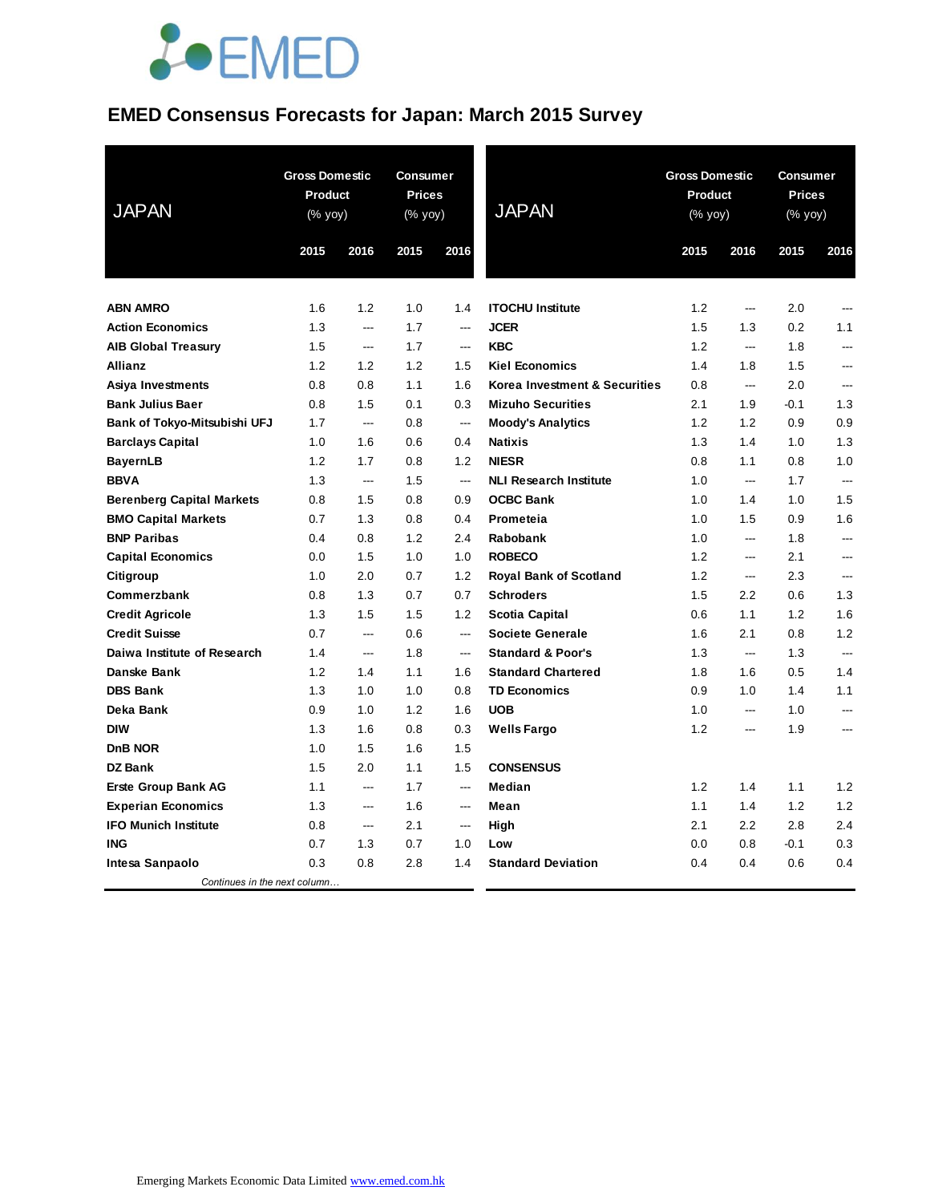# EMED Consensus Forecasts for Japan: March 2015 Survey

| JAPAN | Gross Domestic Product (% yoy) | | Consumer Prices (% yoy) | |
|---|---|---|---|---|
| | 2015 | 2016 | 2015 | 2016 |
| **ABN AMRO** | 1.6 | 1.2 | 1.0 | 1.4 |
| **Action Economics** | 1.3 | --- | 1.7 | --- |
| **AIB Global Treasury** | 1.5 | --- | 1.7 | --- |
| **Allianz** | 1.2 | 1.2 | 1.2 | 1.5 |
| **Asiya Investments** | 0.8 | 0.8 | 1.1 | 1.6 |
| **Bank Julius Baer** | 0.8 | 1.5 | 0.1 | 0.3 |
| **Bank of Tokyo-Mitsubishi UFJ** | 1.7 | --- | 0.8 | --- |
| **Barclays Capital** | 1.0 | 1.6 | 0.6 | 0.4 |
| **BayernLB** | 1.2 | 1.7 | 0.8 | 1.2 |
| **BBVA** | 1.3 | --- | 1.5 | --- |
| **Berenberg Capital Markets** | 0.8 | 1.5 | 0.8 | 0.9 |
| **BMO Capital Markets** | 0.7 | 1.3 | 0.8 | 0.4 |
| **BNP Paribas** | 0.4 | 0.8 | 1.2 | 2.4 |
| **Capital Economics** | 0.0 | 1.5 | 1.0 | 1.0 |
| **Citigroup** | 1.0 | 2.0 | 0.7 | 1.2 |
| **Commerzbank** | 0.8 | 1.3 | 0.7 | 0.7 |
| **Credit Agricole** | 1.3 | 1.5 | 1.5 | 1.2 |
| **Credit Suisse** | 0.7 | --- | 0.6 | --- |
| **Daiwa Institute of Research** | 1.4 | --- | 1.8 | --- |
| **Danske Bank** | 1.2 | 1.4 | 1.1 | 1.6 |
| **DBS Bank** | 1.3 | 1.0 | 1.0 | 0.8 |
| **Deka Bank** | 0.9 | 1.0 | 1.2 | 1.6 |
| **DIW** | 1.3 | 1.6 | 0.8 | 0.3 |
| **DnB NOR** | 1.0 | 1.5 | 1.6 | 1.5 |
| **DZ Bank** | 1.5 | 2.0 | 1.1 | 1.5 |
| **Erste Group Bank AG** | 1.1 | --- | 1.7 | --- |
| **Experian Economics** | 1.3 | --- | 1.6 | --- |
| **IFO Munich Institute** | 0.8 | --- | 2.1 | --- |
| **ING** | 0.7 | 1.3 | 0.7 | 1.0 |
| **Intesa Sanpaolo** | 0.3 | 0.8 | 2.8 | 1.4 |
| **ITOCHU Institute** | 1.2 | --- | 2.0 | --- |
| **JCER** | 1.5 | 1.3 | 0.2 | 1.1 |
| **KBC** | 1.2 | --- | 1.8 | --- |
| **Kiel Economics** | 1.4 | 1.8 | 1.5 | --- |
| **Korea Investment & Securities** | 0.8 | --- | 2.0 | --- |
| **Mizuho Securities** | 2.1 | 1.9 | -0.1 | 1.3 |
| **Moody's Analytics** | 1.2 | 1.2 | 0.9 | 0.9 |
| **Natixis** | 1.3 | 1.4 | 1.0 | 1.3 |
| **NIESR** | 0.8 | 1.1 | 0.8 | 1.0 |
| **NLI Research Institute** | 1.0 | --- | 1.7 | --- |
| **OCBC Bank** | 1.0 | 1.4 | 1.0 | 1.5 |
| **Prometeia** | 1.0 | 1.5 | 0.9 | 1.6 |
| **Rabobank** | 1.0 | --- | 1.8 | --- |
| **ROBECO** | 1.2 | --- | 2.1 | --- |
| **Royal Bank of Scotland** | 1.2 | --- | 2.3 | --- |
| **Schroders** | 1.5 | 2.2 | 0.6 | 1.3 |
| **Scotia Capital** | 0.6 | 1.1 | 1.2 | 1.6 |
| **Societe Generale** | 1.6 | 2.1 | 0.8 | 1.2 |
| **Standard & Poor's** | 1.3 | --- | 1.3 | --- |
| **Standard Chartered** | 1.8 | 1.6 | 0.5 | 1.4 |
| **TD Economics** | 0.9 | 1.0 | 1.4 | 1.1 |
| **UOB** | 1.0 | --- | 1.0 | --- |
| **Wells Fargo** | 1.2 | --- | 1.9 | --- |
| **CONSENSUS** | | | | |
| **Median** | 1.2 | 1.4 | 1.1 | 1.2 |
| **Mean** | 1.1 | 1.4 | 1.2 | 1.2 |
| **High** | 2.1 | 2.2 | 2.8 | 2.4 |
| **Low** | 0.0 | 0.8 | -0.1 | 0.3 |
| **Standard Deviation** | 0.4 | 0.4 | 0.6 | 0.4 |

*Continues in the next column…*

Emerging Markets Economic Data Limited www.emed.com.hk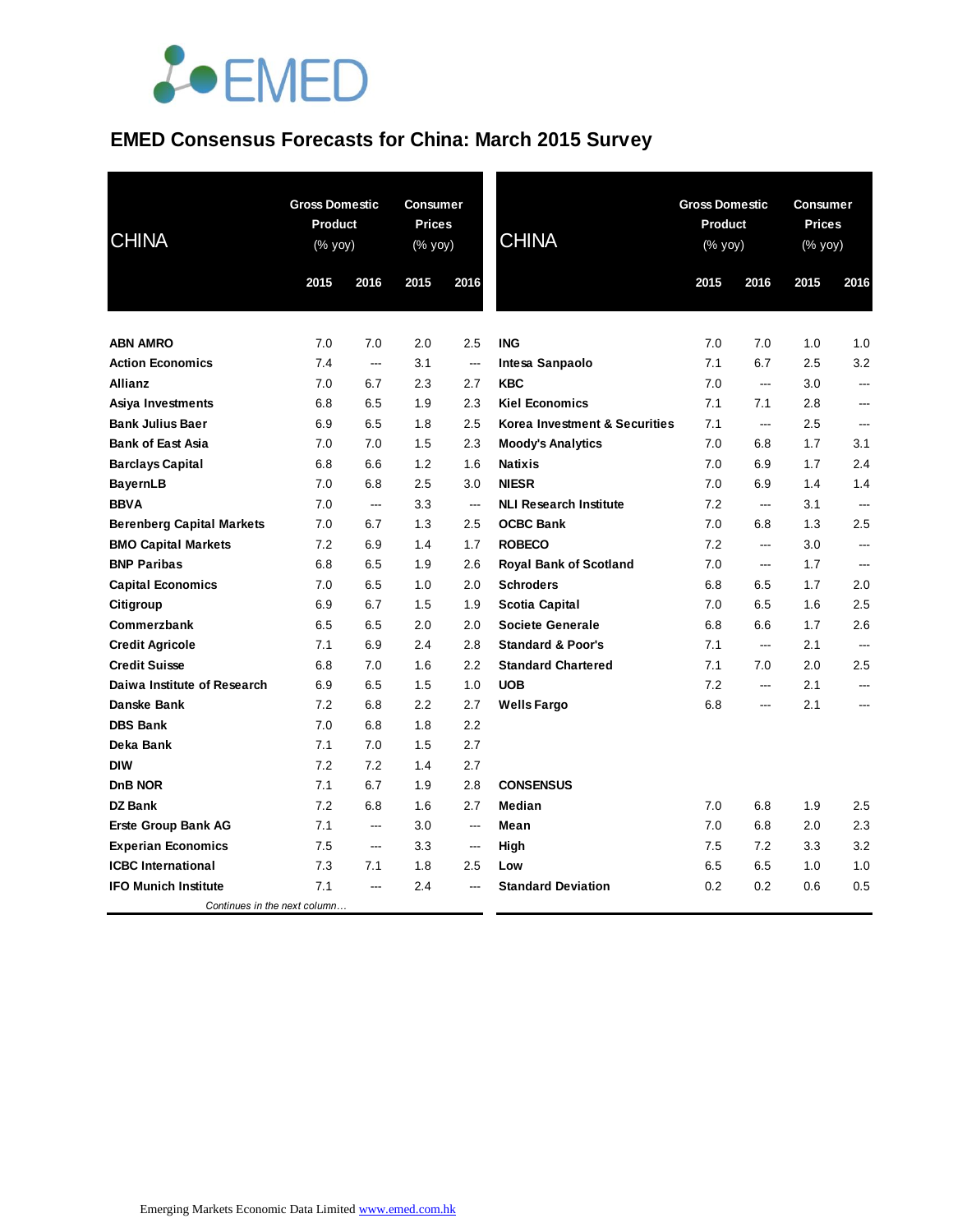# EMED Consensus Forecasts for China: March 2015 Survey

| CHINA | Gross Domestic Product (% yoy) | | Consumer Prices (% yoy) | |
|---|---|---|---|---|
| | 2015 | 2016 | 2015 | 2016 |
| **ABN AMRO** | 7.0 | 7.0 | 2.0 | 2.5 |
| **Action Economics** | 7.4 | --- | 3.1 | --- |
| **Allianz** | 7.0 | 6.7 | 2.3 | 2.7 |
| **Asiya Investments** | 6.8 | 6.5 | 1.9 | 2.3 |
| **Bank Julius Baer** | 6.9 | 6.5 | 1.8 | 2.5 |
| **Bank of East Asia** | 7.0 | 7.0 | 1.5 | 2.3 |
| **Barclays Capital** | 6.8 | 6.6 | 1.2 | 1.6 |
| **BayernLB** | 7.0 | 6.8 | 2.5 | 3.0 |
| **BBVA** | 7.0 | --- | 3.3 | --- |
| **Berenberg Capital Markets** | 7.0 | 6.7 | 1.3 | 2.5 |
| **BMO Capital Markets** | 7.2 | 6.9 | 1.4 | 1.7 |
| **BNP Paribas** | 6.8 | 6.5 | 1.9 | 2.6 |
| **Capital Economics** | 7.0 | 6.5 | 1.0 | 2.0 |
| **Citigroup** | 6.9 | 6.7 | 1.5 | 1.9 |
| **Commerzbank** | 6.5 | 6.5 | 2.0 | 2.0 |
| **Credit Agricole** | 7.1 | 6.9 | 2.4 | 2.8 |
| **Credit Suisse** | 6.8 | 7.0 | 1.6 | 2.2 |
| **Daiwa Institute of Research** | 6.9 | 6.5 | 1.5 | 1.0 |
| **Danske Bank** | 7.2 | 6.8 | 2.2 | 2.7 |
| **DBS Bank** | 7.0 | 6.8 | 1.8 | 2.2 |
| **Deka Bank** | 7.1 | 7.0 | 1.5 | 2.7 |
| **DIW** | 7.2 | 7.2 | 1.4 | 2.7 |
| **DnB NOR** | 7.1 | 6.7 | 1.9 | 2.8 |
| **DZ Bank** | 7.2 | 6.8 | 1.6 | 2.7 |
| **Erste Group Bank AG** | 7.1 | --- | 3.0 | --- |
| **Experian Economics** | 7.5 | --- | 3.3 | --- |
| **ICBC International** | 7.3 | 7.1 | 1.8 | 2.5 |
| **IFO Munich Institute** | 7.1 | --- | 2.4 | --- |
| **ING** | 7.0 | 7.0 | 1.0 | 1.0 |
| **Intesa Sanpaolo** | 7.1 | 6.7 | 2.5 | 3.2 |
| **KBC** | 7.0 | --- | 3.0 | --- |
| **Kiel Economics** | 7.1 | 7.1 | 2.8 | --- |
| **Korea Investment & Securities** | 7.1 | --- | 2.5 | --- |
| **Moody's Analytics** | 7.0 | 6.8 | 1.7 | 3.1 |
| **Natixis** | 7.0 | 6.9 | 1.7 | 2.4 |
| **NIESR** | 7.0 | 6.9 | 1.4 | 1.4 |
| **NLI Research Institute** | 7.2 | --- | 3.1 | --- |
| **OCBC Bank** | 7.0 | 6.8 | 1.3 | 2.5 |
| **ROBECO** | 7.2 | --- | 3.0 | --- |
| **Royal Bank of Scotland** | 7.0 | --- | 1.7 | --- |
| **Schroders** | 6.8 | 6.5 | 1.7 | 2.0 |
| **Scotia Capital** | 7.0 | 6.5 | 1.6 | 2.5 |
| **Societe Generale** | 6.8 | 6.6 | 1.7 | 2.6 |
| **Standard & Poor's** | 7.1 | --- | 2.1 | --- |
| **Standard Chartered** | 7.1 | 7.0 | 2.0 | 2.5 |
| **UOB** | 7.2 | --- | 2.1 | --- |
| **Wells Fargo** | 6.8 | --- | 2.1 | --- |
| **CONSENSUS** | | | | |
| **Median** | 7.0 | 6.8 | 1.9 | 2.5 |
| **Mean** | 7.0 | 6.8 | 2.0 | 2.3 |
| **High** | 7.5 | 7.2 | 3.3 | 3.2 |
| **Low** | 6.5 | 6.5 | 1.0 | 1.0 |
| **Standard Deviation** | 0.2 | 0.2 | 0.6 | 0.5 |

*Continues in the next column…*

Emerging Markets Economic Data Limited www.emed.com.hk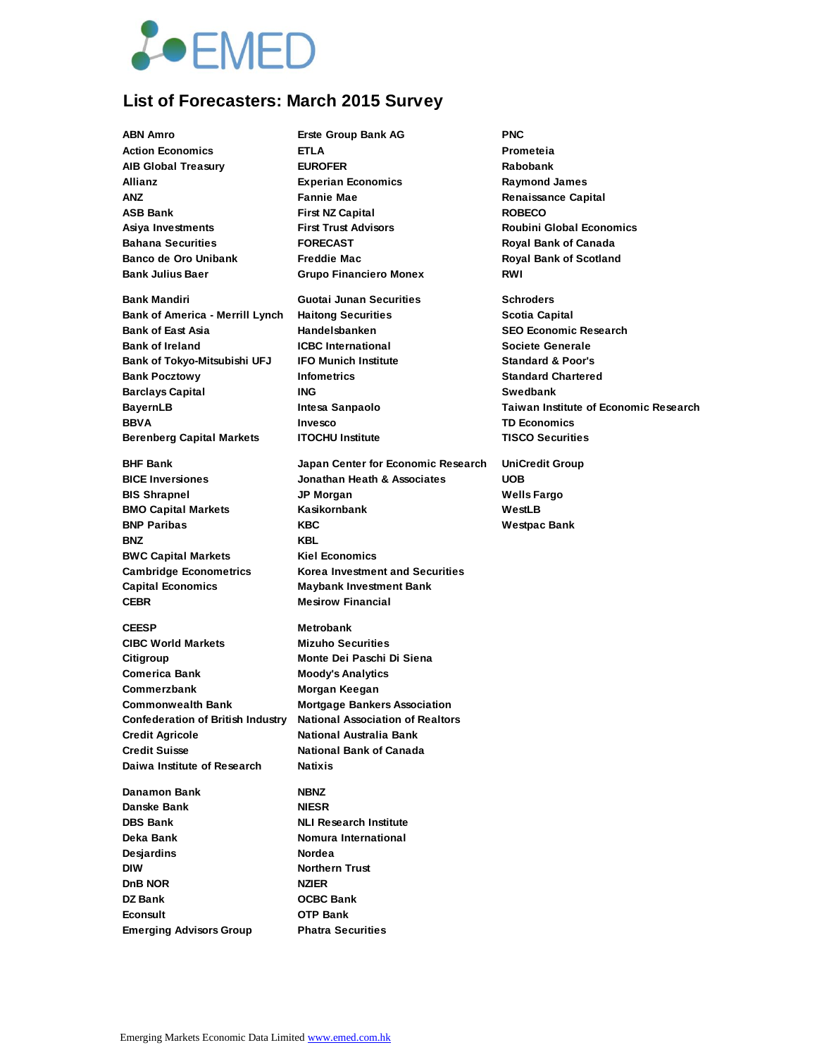# EMED

## List of Forecasters: March 2015 Survey

- ABN Amro
- Action Economics
- AIB Global Treasury
- Allianz
- ANZ
- ASB Bank
- Asiya Investments
- Bahana Securities
- Banco de Oro Unibank
- Bank Julius Baer
- Bank Mandiri
- Bank of America - Merrill Lynch
- Bank of East Asia
- Bank of Ireland
- Bank of Tokyo-Mitsubishi UFJ
- Bank Pocztowy
- Barclays Capital
- BayernLB
- BBVA
- Berenberg Capital Markets
- BHF Bank
- BICE Inversiones
- BIS Shrapnel
- BMO Capital Markets
- BNP Paribas
- BNZ
- BWC Capital Markets
- Cambridge Econometrics
- Capital Economics
- CEBR
- CEESP
- CIBC World Markets
- Citigroup
- Comerica Bank
- Commerzbank
- Commonwealth Bank
- Confederation of British Industry
- Credit Agricole
- Credit Suisse
- Daiwa Institute of Research
- Danamon Bank
- Danske Bank
- DBS Bank
- Deka Bank
- Desjardins
- DIW
- DnB NOR
- DZ Bank
- Econsult
- Emerging Advisors Group
- Erste Group Bank AG
- ETLA
- EUROFER
- Experian Economics
- Fannie Mae
- First NZ Capital
- First Trust Advisors
- FORECAST
- Freddie Mac
- Grupo Financiero Monex
- Guotai Junan Securities
- Haitong Securities
- Handelsbanken
- ICBC International
- IFO Munich Institute
- Infometrics
- ING
- Intesa Sanpaolo
- Invesco
- ITOCHU Institute
- Japan Center for Economic Research
- Jonathan Heath & Associates
- JP Morgan
- Kasikornbank
- KBC
- KBL
- Kiel Economics
- Korea Investment and Securities
- Maybank Investment Bank
- Mesirow Financial
- Metrobank
- Mizuho Securities
- Monte Dei Paschi Di Siena
- Moody's Analytics
- Morgan Keegan
- Mortgage Bankers Association
- National Association of Realtors
- National Australia Bank
- National Bank of Canada
- Natixis
- NBNZ
- NIESR
- NLI Research Institute
- Nomura International
- Nordea
- Northern Trust
- NZIER
- OCBC Bank
- OTP Bank
- Phatra Securities
- PNC
- Prometeia
- Rabobank
- Raymond James
- Renaissance Capital
- ROBECO
- Roubini Global Economics
- Royal Bank of Canada
- Royal Bank of Scotland
- RWI
- Schroders
- Scotia Capital
- SEO Economic Research
- Societe Generale
- Standard & Poor's
- Standard Chartered
- Swedbank
- Taiwan Institute of Economic Research
- TD Economics
- TISCO Securities
- UniCredit Group
- UOB
- Wells Fargo
- WestLB
- Westpac Bank

Emerging Markets Economic Data Limited www.emed.com.hk